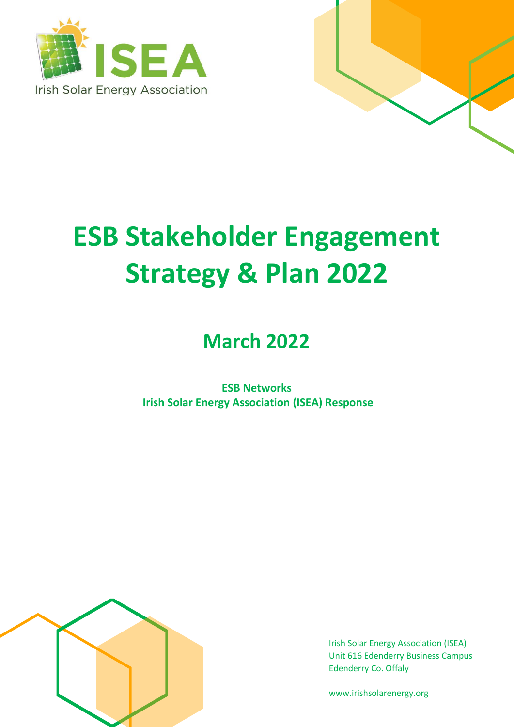ISEA

Irish Solar Energy Association

# ESB Stakeholder Engagement Strategy & Plan 2022

## March 2022

**ESB Networks**
**Irish Solar Energy Association (ISEA) Response**

Irish Solar Energy Association (ISEA)
Unit 616 Edenderry Business Campus
Edenderry Co. Offaly

www.irishsolarenergy.org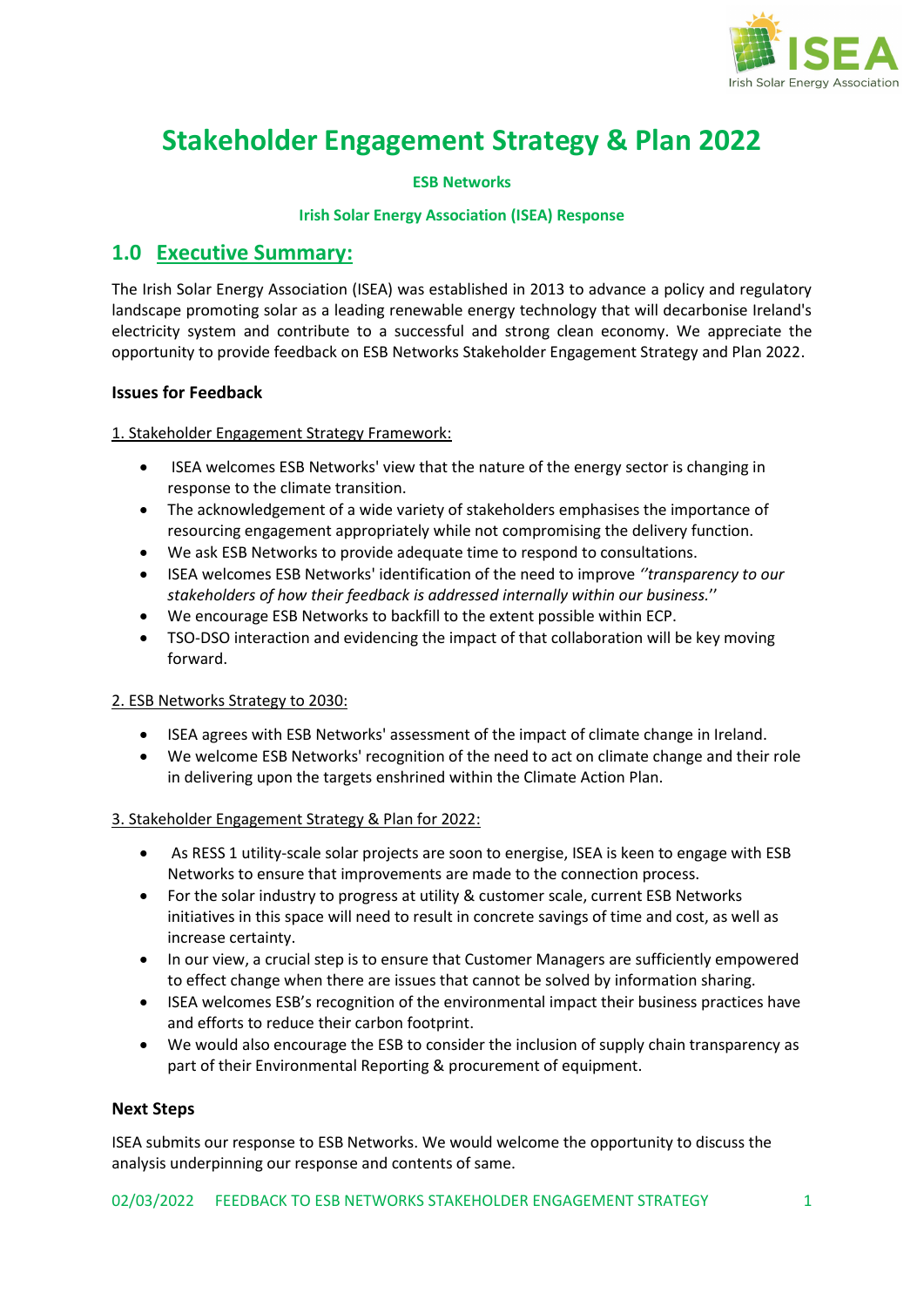# Stakeholder Engagement Strategy & Plan 2022

**ESB Networks**

**Irish Solar Energy Association (ISEA) Response**

## 1.0 Executive Summary:

The Irish Solar Energy Association (ISEA) was established in 2013 to advance a policy and regulatory landscape promoting solar as a leading renewable energy technology that will decarbonise Ireland's electricity system and contribute to a successful and strong clean economy. We appreciate the opportunity to provide feedback on ESB Networks Stakeholder Engagement Strategy and Plan 2022.

### Issues for Feedback

1. Stakeholder Engagement Strategy Framework:

- ISEA welcomes ESB Networks' view that the nature of the energy sector is changing in response to the climate transition.
- The acknowledgement of a wide variety of stakeholders emphasises the importance of resourcing engagement appropriately while not compromising the delivery function.
- We ask ESB Networks to provide adequate time to respond to consultations.
- ISEA welcomes ESB Networks' identification of the need to improve *''transparency to our stakeholders of how their feedback is addressed internally within our business.''*
- We encourage ESB Networks to backfill to the extent possible within ECP.
- TSO-DSO interaction and evidencing the impact of that collaboration will be key moving forward.

2. ESB Networks Strategy to 2030:

- ISEA agrees with ESB Networks' assessment of the impact of climate change in Ireland.
- We welcome ESB Networks' recognition of the need to act on climate change and their role in delivering upon the targets enshrined within the Climate Action Plan.

3. Stakeholder Engagement Strategy & Plan for 2022:

- As RESS 1 utility-scale solar projects are soon to energise, ISEA is keen to engage with ESB Networks to ensure that improvements are made to the connection process.
- For the solar industry to progress at utility & customer scale, current ESB Networks initiatives in this space will need to result in concrete savings of time and cost, as well as increase certainty.
- In our view, a crucial step is to ensure that Customer Managers are sufficiently empowered to effect change when there are issues that cannot be solved by information sharing.
- ISEA welcomes ESB's recognition of the environmental impact their business practices have and efforts to reduce their carbon footprint.
- We would also encourage the ESB to consider the inclusion of supply chain transparency as part of their Environmental Reporting & procurement of equipment.

### Next Steps

ISEA submits our response to ESB Networks. We would welcome the opportunity to discuss the analysis underpinning our response and contents of same.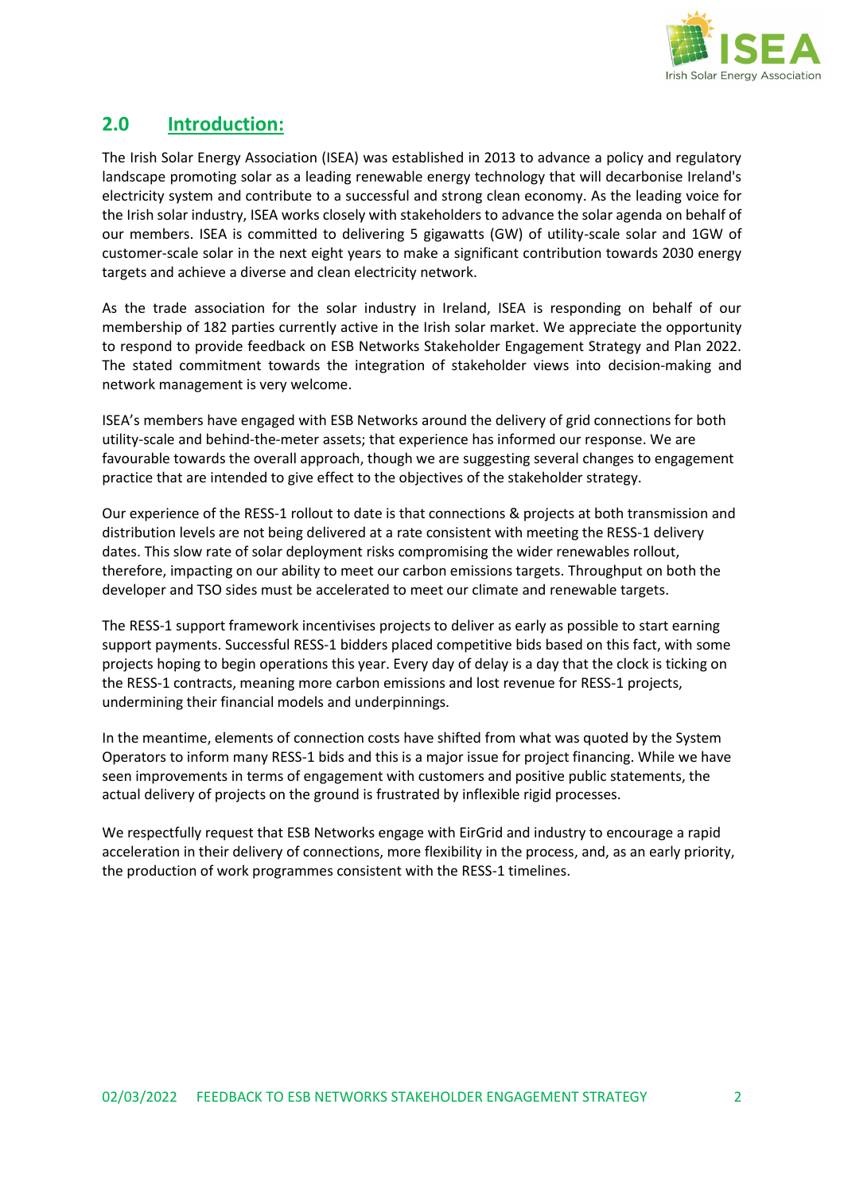## 2.0 Introduction:

The Irish Solar Energy Association (ISEA) was established in 2013 to advance a policy and regulatory landscape promoting solar as a leading renewable energy technology that will decarbonise Ireland's electricity system and contribute to a successful and strong clean economy. As the leading voice for the Irish solar industry, ISEA works closely with stakeholders to advance the solar agenda on behalf of our members. ISEA is committed to delivering 5 gigawatts (GW) of utility-scale solar and 1GW of customer-scale solar in the next eight years to make a significant contribution towards 2030 energy targets and achieve a diverse and clean electricity network.

As the trade association for the solar industry in Ireland, ISEA is responding on behalf of our membership of 182 parties currently active in the Irish solar market. We appreciate the opportunity to respond to provide feedback on ESB Networks Stakeholder Engagement Strategy and Plan 2022. The stated commitment towards the integration of stakeholder views into decision-making and network management is very welcome.

ISEA's members have engaged with ESB Networks around the delivery of grid connections for both utility-scale and behind-the-meter assets; that experience has informed our response. We are favourable towards the overall approach, though we are suggesting several changes to engagement practice that are intended to give effect to the objectives of the stakeholder strategy.

Our experience of the RESS-1 rollout to date is that connections & projects at both transmission and distribution levels are not being delivered at a rate consistent with meeting the RESS-1 delivery dates. This slow rate of solar deployment risks compromising the wider renewables rollout, therefore, impacting on our ability to meet our carbon emissions targets. Throughput on both the developer and TSO sides must be accelerated to meet our climate and renewable targets.

The RESS-1 support framework incentivises projects to deliver as early as possible to start earning support payments. Successful RESS-1 bidders placed competitive bids based on this fact, with some projects hoping to begin operations this year. Every day of delay is a day that the clock is ticking on the RESS-1 contracts, meaning more carbon emissions and lost revenue for RESS-1 projects, undermining their financial models and underpinnings.

In the meantime, elements of connection costs have shifted from what was quoted by the System Operators to inform many RESS-1 bids and this is a major issue for project financing. While we have seen improvements in terms of engagement with customers and positive public statements, the actual delivery of projects on the ground is frustrated by inflexible rigid processes.

We respectfully request that ESB Networks engage with EirGrid and industry to encourage a rapid acceleration in their delivery of connections, more flexibility in the process, and, as an early priority, the production of work programmes consistent with the RESS-1 timelines.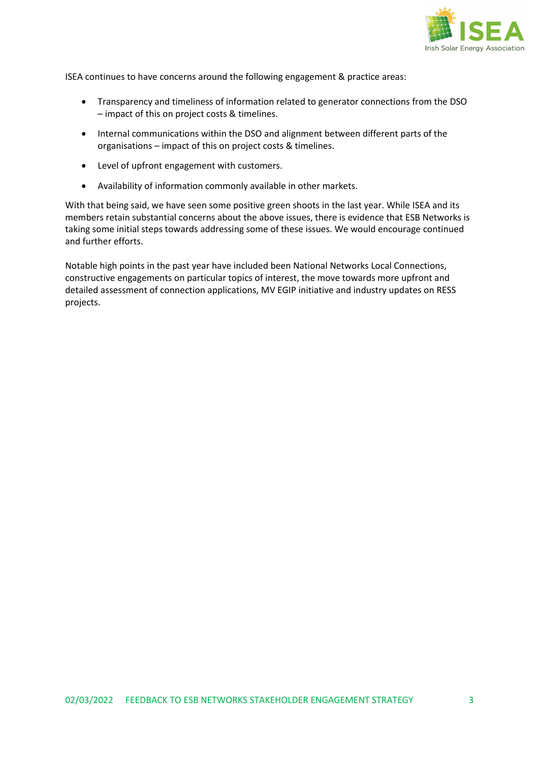ISEA continues to have concerns around the following engagement & practice areas:

- Transparency and timeliness of information related to generator connections from the DSO – impact of this on project costs & timelines.
- Internal communications within the DSO and alignment between different parts of the organisations – impact of this on project costs & timelines.
- Level of upfront engagement with customers.
- Availability of information commonly available in other markets.

With that being said, we have seen some positive green shoots in the last year. While ISEA and its members retain substantial concerns about the above issues, there is evidence that ESB Networks is taking some initial steps towards addressing some of these issues. We would encourage continued and further efforts.

Notable high points in the past year have included been National Networks Local Connections, constructive engagements on particular topics of interest, the move towards more upfront and detailed assessment of connection applications, MV EGIP initiative and industry updates on RESS projects.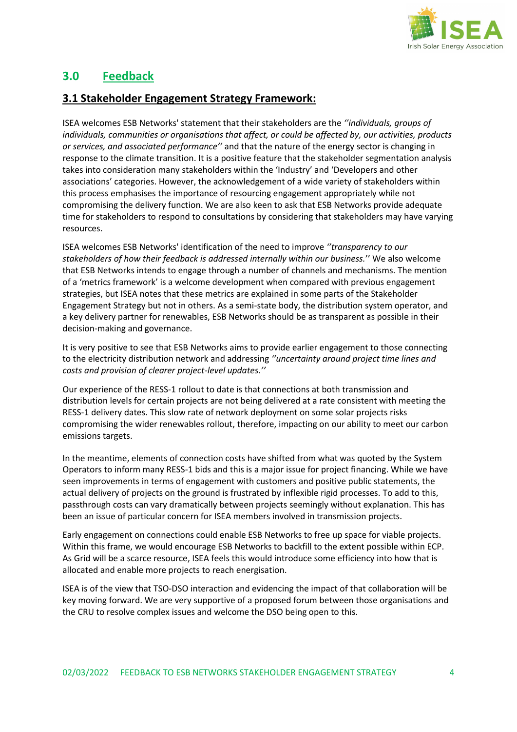## 3.0 Feedback

### 3.1 Stakeholder Engagement Strategy Framework:

ISEA welcomes ESB Networks' statement that their stakeholders are the *''individuals, groups of individuals, communities or organisations that affect, or could be affected by, our activities, products or services, and associated performance''* and that the nature of the energy sector is changing in response to the climate transition. It is a positive feature that the stakeholder segmentation analysis takes into consideration many stakeholders within the 'Industry' and 'Developers and other associations' categories. However, the acknowledgement of a wide variety of stakeholders within this process emphasises the importance of resourcing engagement appropriately while not compromising the delivery function. We are also keen to ask that ESB Networks provide adequate time for stakeholders to respond to consultations by considering that stakeholders may have varying resources.

ISEA welcomes ESB Networks' identification of the need to improve *''transparency to our stakeholders of how their feedback is addressed internally within our business.''* We also welcome that ESB Networks intends to engage through a number of channels and mechanisms. The mention of a 'metrics framework' is a welcome development when compared with previous engagement strategies, but ISEA notes that these metrics are explained in some parts of the Stakeholder Engagement Strategy but not in others. As a semi-state body, the distribution system operator, and a key delivery partner for renewables, ESB Networks should be as transparent as possible in their decision-making and governance.

It is very positive to see that ESB Networks aims to provide earlier engagement to those connecting to the electricity distribution network and addressing *''uncertainty around project time lines and costs and provision of clearer project-level updates.''*

Our experience of the RESS-1 rollout to date is that connections at both transmission and distribution levels for certain projects are not being delivered at a rate consistent with meeting the RESS-1 delivery dates. This slow rate of network deployment on some solar projects risks compromising the wider renewables rollout, therefore, impacting on our ability to meet our carbon emissions targets.

In the meantime, elements of connection costs have shifted from what was quoted by the System Operators to inform many RESS-1 bids and this is a major issue for project financing. While we have seen improvements in terms of engagement with customers and positive public statements, the actual delivery of projects on the ground is frustrated by inflexible rigid processes. To add to this, passthrough costs can vary dramatically between projects seemingly without explanation. This has been an issue of particular concern for ISEA members involved in transmission projects.

Early engagement on connections could enable ESB Networks to free up space for viable projects. Within this frame, we would encourage ESB Networks to backfill to the extent possible within ECP. As Grid will be a scarce resource, ISEA feels this would introduce some efficiency into how that is allocated and enable more projects to reach energisation.

ISEA is of the view that TSO-DSO interaction and evidencing the impact of that collaboration will be key moving forward. We are very supportive of a proposed forum between those organisations and the CRU to resolve complex issues and welcome the DSO being open to this.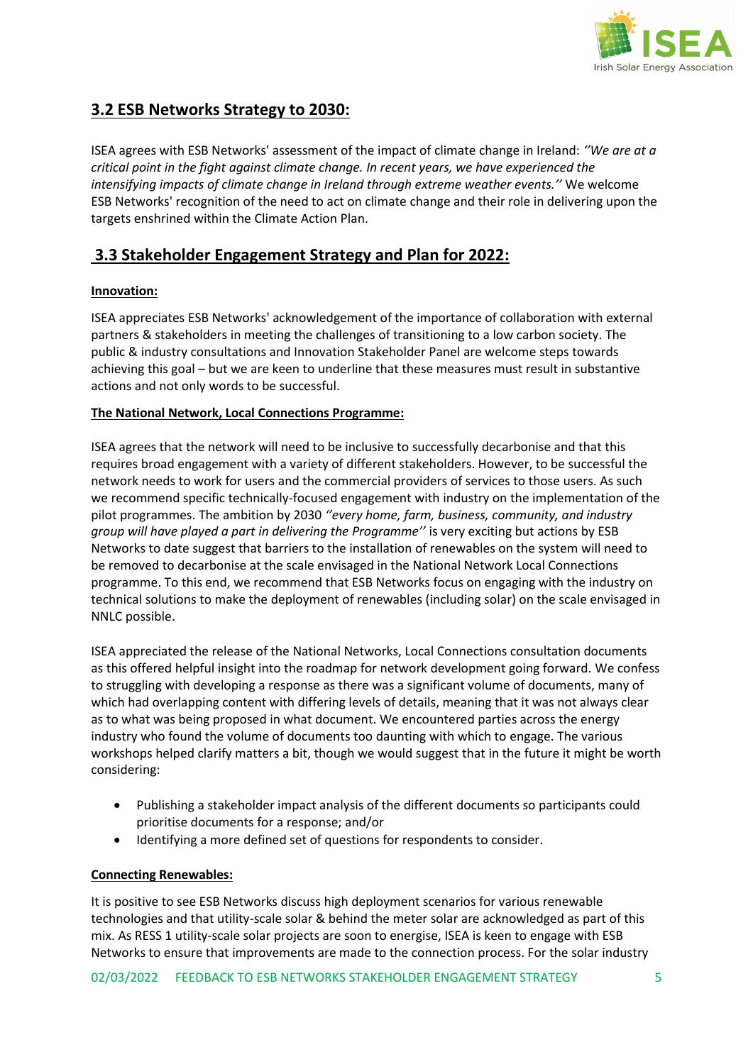## 3.2 ESB Networks Strategy to 2030:

ISEA agrees with ESB Networks' assessment of the impact of climate change in Ireland: *''We are at a critical point in the fight against climate change. In recent years, we have experienced the intensifying impacts of climate change in Ireland through extreme weather events.''* We welcome ESB Networks' recognition of the need to act on climate change and their role in delivering upon the targets enshrined within the Climate Action Plan.

## 3.3 Stakeholder Engagement Strategy and Plan for 2022:

**Innovation:**

ISEA appreciates ESB Networks' acknowledgement of the importance of collaboration with external partners & stakeholders in meeting the challenges of transitioning to a low carbon society. The public & industry consultations and Innovation Stakeholder Panel are welcome steps towards achieving this goal – but we are keen to underline that these measures must result in substantive actions and not only words to be successful.

**The National Network, Local Connections Programme:**

ISEA agrees that the network will need to be inclusive to successfully decarbonise and that this requires broad engagement with a variety of different stakeholders. However, to be successful the network needs to work for users and the commercial providers of services to those users. As such we recommend specific technically-focused engagement with industry on the implementation of the pilot programmes. The ambition by 2030 *''every home, farm, business, community, and industry group will have played a part in delivering the Programme''* is very exciting but actions by ESB Networks to date suggest that barriers to the installation of renewables on the system will need to be removed to decarbonise at the scale envisaged in the National Network Local Connections programme. To this end, we recommend that ESB Networks focus on engaging with the industry on technical solutions to make the deployment of renewables (including solar) on the scale envisaged in NNLC possible.

ISEA appreciated the release of the National Networks, Local Connections consultation documents as this offered helpful insight into the roadmap for network development going forward. We confess to struggling with developing a response as there was a significant volume of documents, many of which had overlapping content with differing levels of details, meaning that it was not always clear as to what was being proposed in what document. We encountered parties across the energy industry who found the volume of documents too daunting with which to engage. The various workshops helped clarify matters a bit, though we would suggest that in the future it might be worth considering:

- Publishing a stakeholder impact analysis of the different documents so participants could prioritise documents for a response; and/or
- Identifying a more defined set of questions for respondents to consider.

**Connecting Renewables:**

It is positive to see ESB Networks discuss high deployment scenarios for various renewable technologies and that utility-scale solar & behind the meter solar are acknowledged as part of this mix. As RESS 1 utility-scale solar projects are soon to energise, ISEA is keen to engage with ESB Networks to ensure that improvements are made to the connection process. For the solar industry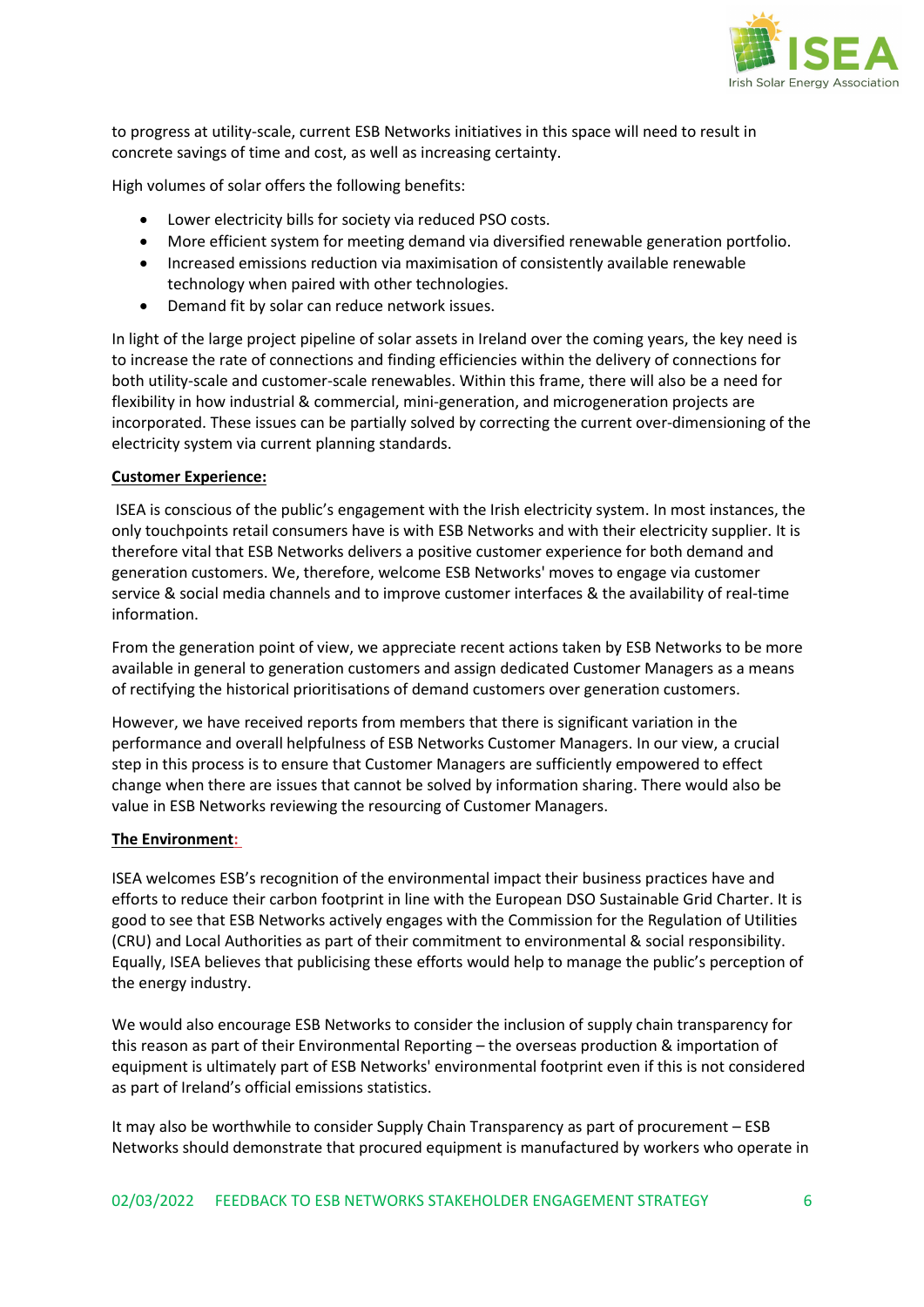to progress at utility-scale, current ESB Networks initiatives in this space will need to result in concrete savings of time and cost, as well as increasing certainty.

High volumes of solar offers the following benefits:

- Lower electricity bills for society via reduced PSO costs.
- More efficient system for meeting demand via diversified renewable generation portfolio.
- Increased emissions reduction via maximisation of consistently available renewable technology when paired with other technologies.
- Demand fit by solar can reduce network issues.

In light of the large project pipeline of solar assets in Ireland over the coming years, the key need is to increase the rate of connections and finding efficiencies within the delivery of connections for both utility-scale and customer-scale renewables. Within this frame, there will also be a need for flexibility in how industrial & commercial, mini-generation, and microgeneration projects are incorporated. These issues can be partially solved by correcting the current over-dimensioning of the electricity system via current planning standards.

**Customer Experience:**

ISEA is conscious of the public's engagement with the Irish electricity system. In most instances, the only touchpoints retail consumers have is with ESB Networks and with their electricity supplier. It is therefore vital that ESB Networks delivers a positive customer experience for both demand and generation customers. We, therefore, welcome ESB Networks' moves to engage via customer service & social media channels and to improve customer interfaces & the availability of real-time information.

From the generation point of view, we appreciate recent actions taken by ESB Networks to be more available in general to generation customers and assign dedicated Customer Managers as a means of rectifying the historical prioritisations of demand customers over generation customers.

However, we have received reports from members that there is significant variation in the performance and overall helpfulness of ESB Networks Customer Managers. In our view, a crucial step in this process is to ensure that Customer Managers are sufficiently empowered to effect change when there are issues that cannot be solved by information sharing. There would also be value in ESB Networks reviewing the resourcing of Customer Managers.

**The Environment:**

ISEA welcomes ESB's recognition of the environmental impact their business practices have and efforts to reduce their carbon footprint in line with the European DSO Sustainable Grid Charter. It is good to see that ESB Networks actively engages with the Commission for the Regulation of Utilities (CRU) and Local Authorities as part of their commitment to environmental & social responsibility. Equally, ISEA believes that publicising these efforts would help to manage the public's perception of the energy industry.

We would also encourage ESB Networks to consider the inclusion of supply chain transparency for this reason as part of their Environmental Reporting – the overseas production & importation of equipment is ultimately part of ESB Networks' environmental footprint even if this is not considered as part of Ireland's official emissions statistics.

It may also be worthwhile to consider Supply Chain Transparency as part of procurement – ESB Networks should demonstrate that procured equipment is manufactured by workers who operate in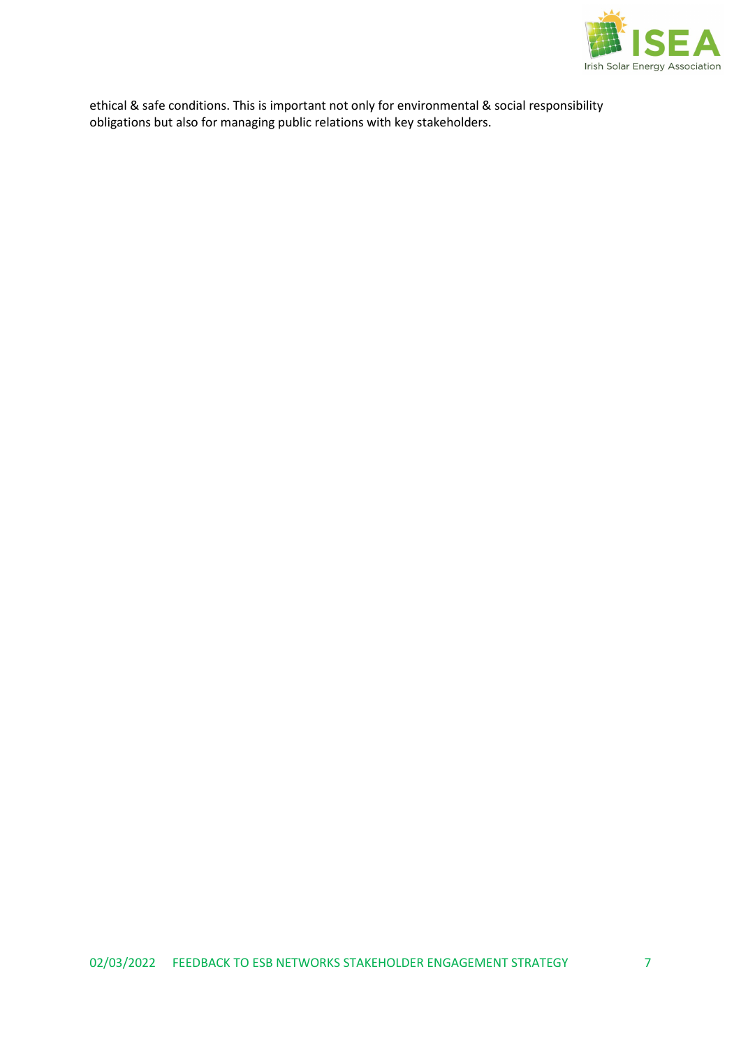ethical & safe conditions. This is important not only for environmental & social responsibility obligations but also for managing public relations with key stakeholders.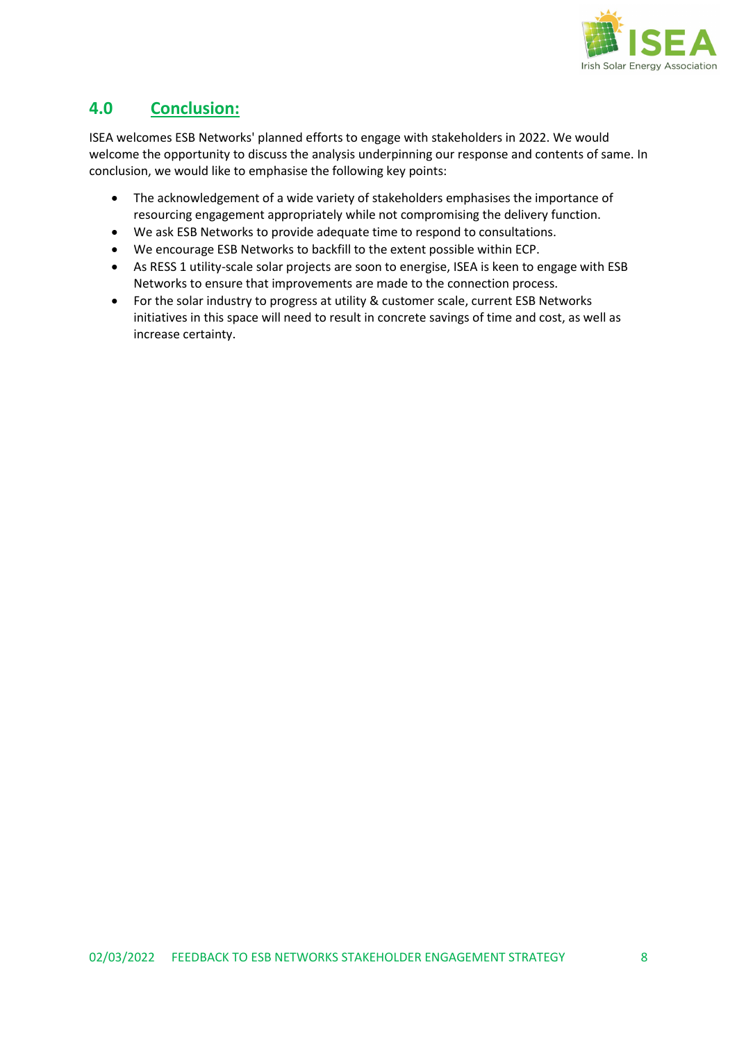## 4.0 Conclusion:

ISEA welcomes ESB Networks' planned efforts to engage with stakeholders in 2022. We would welcome the opportunity to discuss the analysis underpinning our response and contents of same. In conclusion, we would like to emphasise the following key points:

- The acknowledgement of a wide variety of stakeholders emphasises the importance of resourcing engagement appropriately while not compromising the delivery function.
- We ask ESB Networks to provide adequate time to respond to consultations.
- We encourage ESB Networks to backfill to the extent possible within ECP.
- As RESS 1 utility-scale solar projects are soon to energise, ISEA is keen to engage with ESB Networks to ensure that improvements are made to the connection process.
- For the solar industry to progress at utility & customer scale, current ESB Networks initiatives in this space will need to result in concrete savings of time and cost, as well as increase certainty.